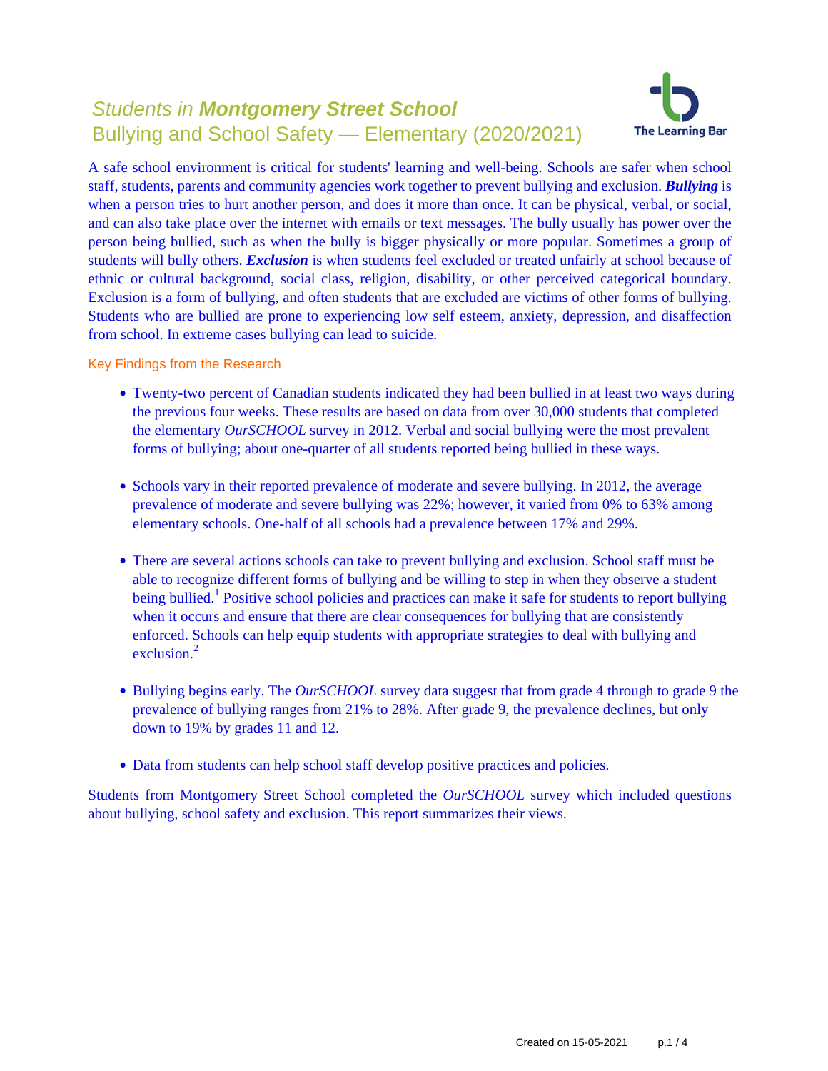# *Students in* ***Montgomery Street School***
## Bullying and School Safety — Elementary (2020/2021)

The Learning Bar

A safe school environment is critical for students' learning and well-being. Schools are safer when school staff, students, parents and community agencies work together to prevent bullying and exclusion. ***Bullying*** is when a person tries to hurt another person, and does it more than once. It can be physical, verbal, or social, and can also take place over the internet with emails or text messages. The bully usually has power over the person being bullied, such as when the bully is bigger physically or more popular. Sometimes a group of students will bully others. ***Exclusion*** is when students feel excluded or treated unfairly at school because of ethnic or cultural background, social class, religion, disability, or other perceived categorical boundary. Exclusion is a form of bullying, and often students that are excluded are victims of other forms of bullying. Students who are bullied are prone to experiencing low self esteem, anxiety, depression, and disaffection from school. In extreme cases bullying can lead to suicide.

### Key Findings from the Research

- Twenty-two percent of Canadian students indicated they had been bullied in at least two ways during the previous four weeks. These results are based on data from over 30,000 students that completed the elementary *OurSCHOOL* survey in 2012. Verbal and social bullying were the most prevalent forms of bullying; about one-quarter of all students reported being bullied in these ways.

- Schools vary in their reported prevalence of moderate and severe bullying. In 2012, the average prevalence of moderate and severe bullying was 22%; however, it varied from 0% to 63% among elementary schools. One-half of all schools had a prevalence between 17% and 29%.

- There are several actions schools can take to prevent bullying and exclusion. School staff must be able to recognize different forms of bullying and be willing to step in when they observe a student being bullied.[1] Positive school policies and practices can make it safe for students to report bullying when it occurs and ensure that there are clear consequences for bullying that are consistently enforced. Schools can help equip students with appropriate strategies to deal with bullying and exclusion.[2]

- Bullying begins early. The *OurSCHOOL* survey data suggest that from grade 4 through to grade 9 the prevalence of bullying ranges from 21% to 28%. After grade 9, the prevalence declines, but only down to 19% by grades 11 and 12.

- Data from students can help school staff develop positive practices and policies.

Students from Montgomery Street School completed the *OurSCHOOL* survey which included questions about bullying, school safety and exclusion. This report summarizes their views.

Created on 15-05-2021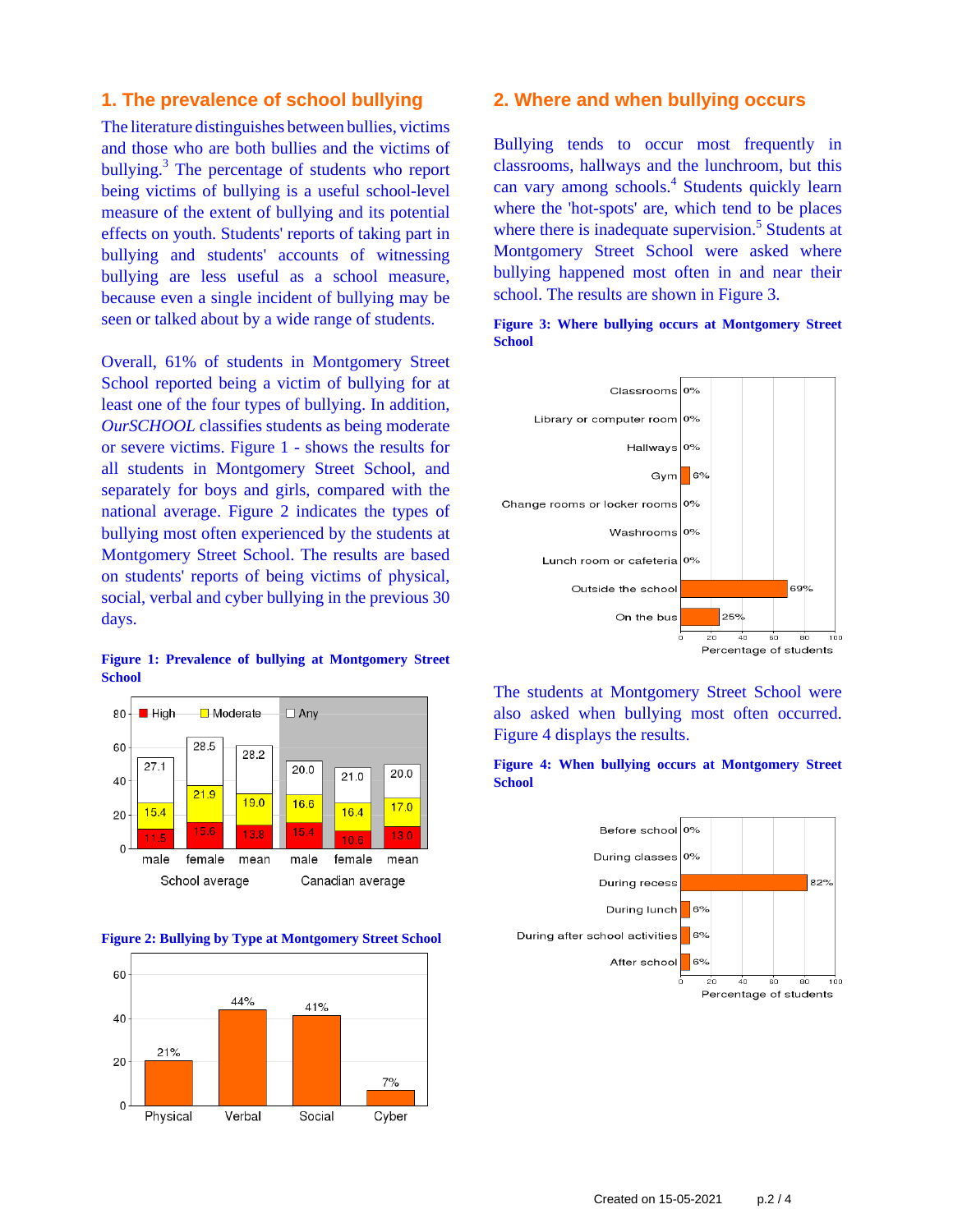## 1. The prevalence of school bullying

The literature distinguishes between bullies, victims and those who are both bullies and the victims of bullying.[3] The percentage of students who report being victims of bullying is a useful school-level measure of the extent of bullying and its potential effects on youth. Students' reports of taking part in bullying and students' accounts of witnessing bullying are less useful as a school measure, because even a single incident of bullying may be seen or talked about by a wide range of students.

Overall, 61% of students in Montgomery Street School reported being a victim of bullying for at least one of the four types of bullying. In addition, *OurSCHOOL* classifies students as being moderate or severe victims. Figure 1 - shows the results for all students in Montgomery Street School, and separately for boys and girls, compared with the national average. Figure 2 indicates the types of bullying most often experienced by the students at Montgomery Street School. The results are based on students' reports of being victims of physical, social, verbal and cyber bullying in the previous 30 days.

**Figure 1: Prevalence of bullying at Montgomery Street School**

| | | High | Moderate | Any |
|---|---|---|---|---|
| School average | male | 11.5 | 15.4 | 27.1 |
| | female | 15.6 | 21.9 | 28.5 |
| | mean | 13.8 | 19.0 | 28.2 |
| Canadian average | male | 15.4 | 16.6 | 20.0 |
| | female | 10.6 | 16.4 | 21.0 |
| | mean | 13.0 | 17.0 | 20.0 |

**Figure 2: Bullying by Type at Montgomery Street School**

| Type | Percentage |
|---|---|
| Physical | 21% |
| Verbal | 44% |
| Social | 41% |
| Cyber | 7% |

## 2. Where and when bullying occurs

Bullying tends to occur most frequently in classrooms, hallways and the lunchroom, but this can vary among schools.[4] Students quickly learn where the 'hot-spots' are, which tend to be places where there is inadequate supervision.[5] Students at Montgomery Street School were asked where bullying happened most often in and near their school. The results are shown in Figure 3.

**Figure 3: Where bullying occurs at Montgomery Street School**

| Location | Percentage of students |
|---|---|
| Classrooms | 0% |
| Library or computer room | 0% |
| Hallways | 0% |
| Gym | 6% |
| Change rooms or locker rooms | 0% |
| Washrooms | 0% |
| Lunch room or cafeteria | 0% |
| Outside the school | 69% |
| On the bus | 25% |

The students at Montgomery Street School were also asked when bullying most often occurred. Figure 4 displays the results.

**Figure 4: When bullying occurs at Montgomery Street School**

| Time | Percentage of students |
|---|---|
| Before school | 0% |
| During classes | 0% |
| During recess | 82% |
| During lunch | 6% |
| During after school activities | 6% |
| After school | 6% |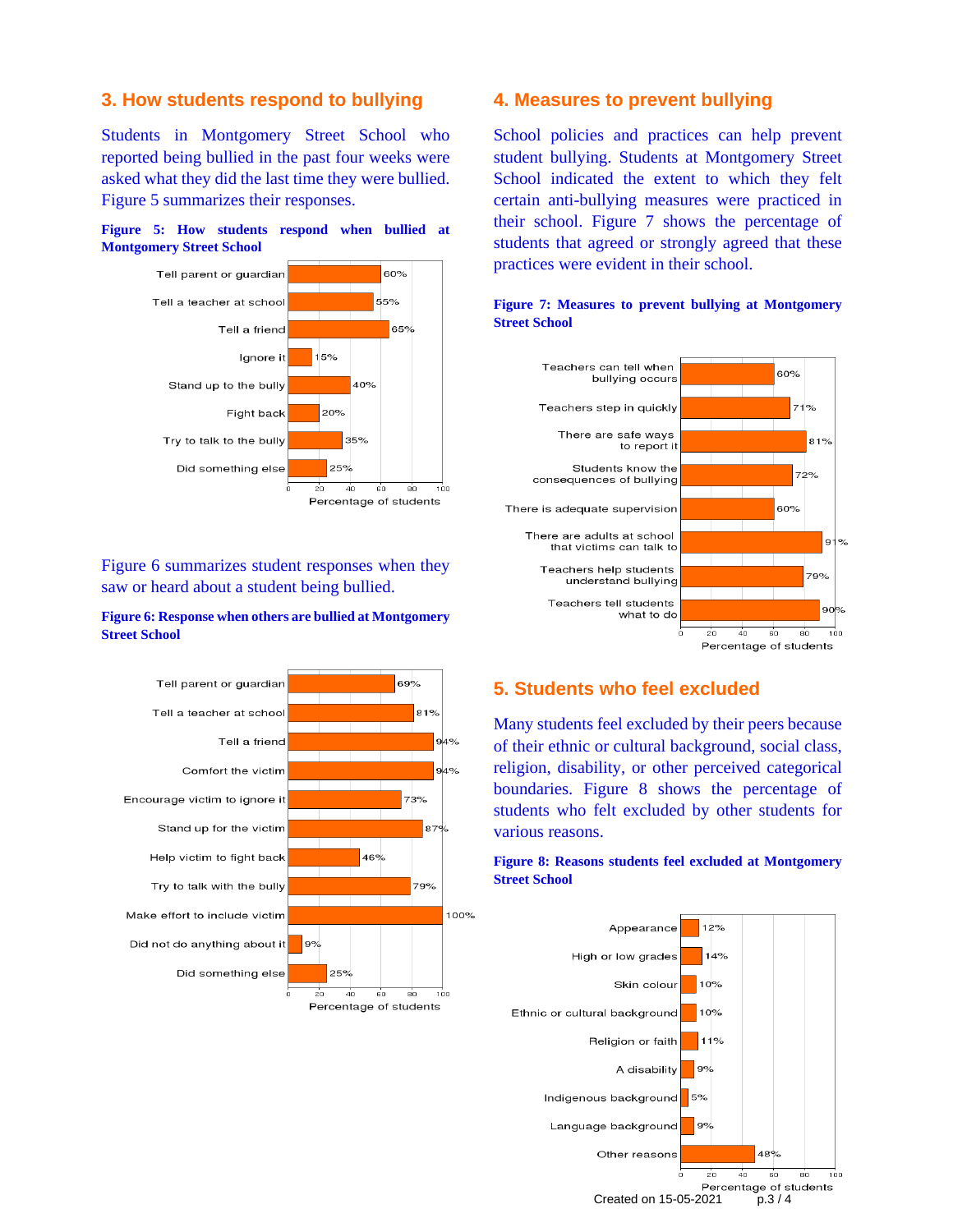## 3. How students respond to bullying

Students in Montgomery Street School who reported being bullied in the past four weeks were asked what they did the last time they were bullied. Figure 5 summarizes their responses.

**Figure 5: How students respond when bullied at Montgomery Street School**

| Response | Percentage of students |
|---|---|
| Tell parent or guardian | 60% |
| Tell a teacher at school | 55% |
| Tell a friend | 65% |
| Ignore it | 15% |
| Stand up to the bully | 40% |
| Fight back | 20% |
| Try to talk to the bully | 35% |
| Did something else | 25% |

Figure 6 summarizes student responses when they saw or heard about a student being bullied.

**Figure 6: Response when others are bullied at Montgomery Street School**

| Response | Percentage of students |
|---|---|
| Tell parent or guardian | 69% |
| Tell a teacher at school | 81% |
| Tell a friend | 94% |
| Comfort the victim | 94% |
| Encourage victim to ignore it | 73% |
| Stand up for the victim | 87% |
| Help victim to fight back | 46% |
| Try to talk with the bully | 79% |
| Make effort to include victim | 100% |
| Did not do anything about it | 9% |
| Did something else | 25% |

## 4. Measures to prevent bullying

School policies and practices can help prevent student bullying. Students at Montgomery Street School indicated the extent to which they felt certain anti-bullying measures were practiced in their school. Figure 7 shows the percentage of students that agreed or strongly agreed that these practices were evident in their school.

**Figure 7: Measures to prevent bullying at Montgomery Street School**

| Measure | Percentage of students |
|---|---|
| Teachers can tell when bullying occurs | 60% |
| Teachers step in quickly | 71% |
| There are safe ways to report it | 81% |
| Students know the consequences of bullying | 72% |
| There is adequate supervision | 60% |
| There are adults at school that victims can talk to | 91% |
| Teachers help students understand bullying | 79% |
| Teachers tell students what to do | 90% |

## 5. Students who feel excluded

Many students feel excluded by their peers because of their ethnic or cultural background, social class, religion, disability, or other perceived categorical boundaries. Figure 8 shows the percentage of students who felt excluded by other students for various reasons.

**Figure 8: Reasons students feel excluded at Montgomery Street School**

| Reason | Percentage of students |
|---|---|
| Appearance | 12% |
| High or low grades | 14% |
| Skin colour | 10% |
| Ethnic or cultural background | 10% |
| Religion or faith | 11% |
| A disability | 9% |
| Indigenous background | 5% |
| Language background | 9% |
| Other reasons | 48% |

Created on 15-05-2021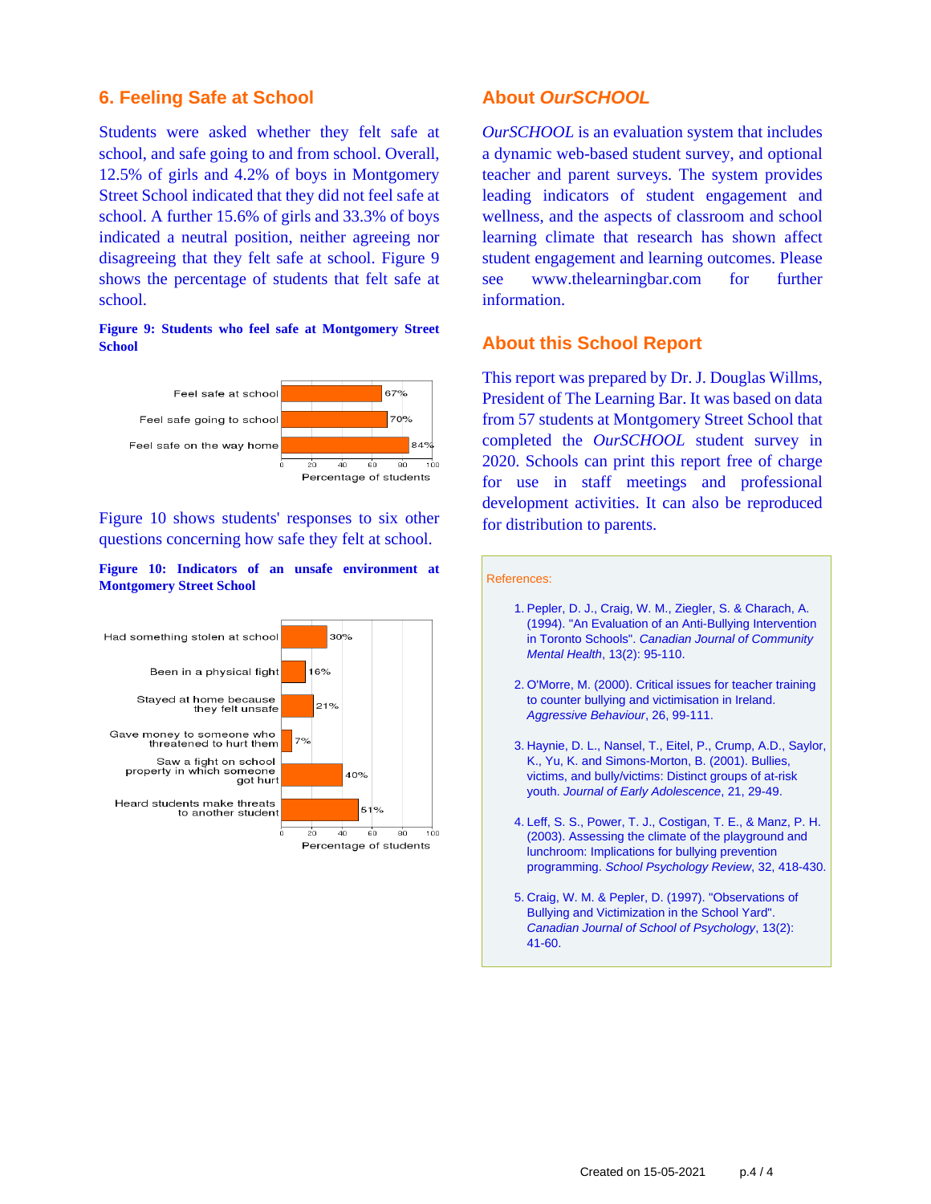## 6. Feeling Safe at School

Students were asked whether they felt safe at school, and safe going to and from school. Overall, 12.5% of girls and 4.2% of boys in Montgomery Street School indicated that they did not feel safe at school. A further 15.6% of girls and 33.3% of boys indicated a neutral position, neither agreeing nor disagreeing that they felt safe at school. Figure 9 shows the percentage of students that felt safe at school.

**Figure 9: Students who feel safe at Montgomery Street School**

Feel safe at school 67%
Feel safe going to school 70%
Feel safe on the way home 84%
0 20 40 60 80 100
Percentage of students

Figure 10 shows students' responses to six other questions concerning how safe they felt at school.

**Figure 10: Indicators of an unsafe environment at Montgomery Street School**

Had something stolen at school 30%
Been in a physical fight 16%
Stayed at home because they felt unsafe 21%
Gave money to someone who threatened to hurt them 7%
Saw a fight on school property in which someone got hurt 40%
Heard students make threats to another student 51%
0 20 40 60 80 100
Percentage of students

## About *OurSCHOOL*

*OurSCHOOL* is an evaluation system that includes a dynamic web-based student survey, and optional teacher and parent surveys. The system provides leading indicators of student engagement and wellness, and the aspects of classroom and school learning climate that research has shown affect student engagement and learning outcomes. Please see www.thelearningbar.com for further information.

## About this School Report

This report was prepared by Dr. J. Douglas Willms, President of The Learning Bar. It was based on data from 57 students at Montgomery Street School that completed the *OurSCHOOL* student survey in 2020. Schools can print this report free of charge for use in staff meetings and professional development activities. It can also be reproduced for distribution to parents.

References:

1. Pepler, D. J., Craig, W. M., Ziegler, S. & Charach, A. (1994). "An Evaluation of an Anti-Bullying Intervention in Toronto Schools". *Canadian Journal of Community Mental Health*, 13(2): 95-110.
2. O'Morre, M. (2000). Critical issues for teacher training to counter bullying and victimisation in Ireland. *Aggressive Behaviour*, 26, 99-111.
3. Haynie, D. L., Nansel, T., Eitel, P., Crump, A.D., Saylor, K., Yu, K. and Simons-Morton, B. (2001). Bullies, victims, and bully/victims: Distinct groups of at-risk youth. *Journal of Early Adolescence*, 21, 29-49.
4. Leff, S. S., Power, T. J., Costigan, T. E., & Manz, P. H. (2003). Assessing the climate of the playground and lunchroom: Implications for bullying prevention programming. *School Psychology Review*, 32, 418-430.
5. Craig, W. M. & Pepler, D. (1997). "Observations of Bullying and Victimization in the School Yard". *Canadian Journal of School of Psychology*, 13(2): 41-60.

Created on 15-05-2021